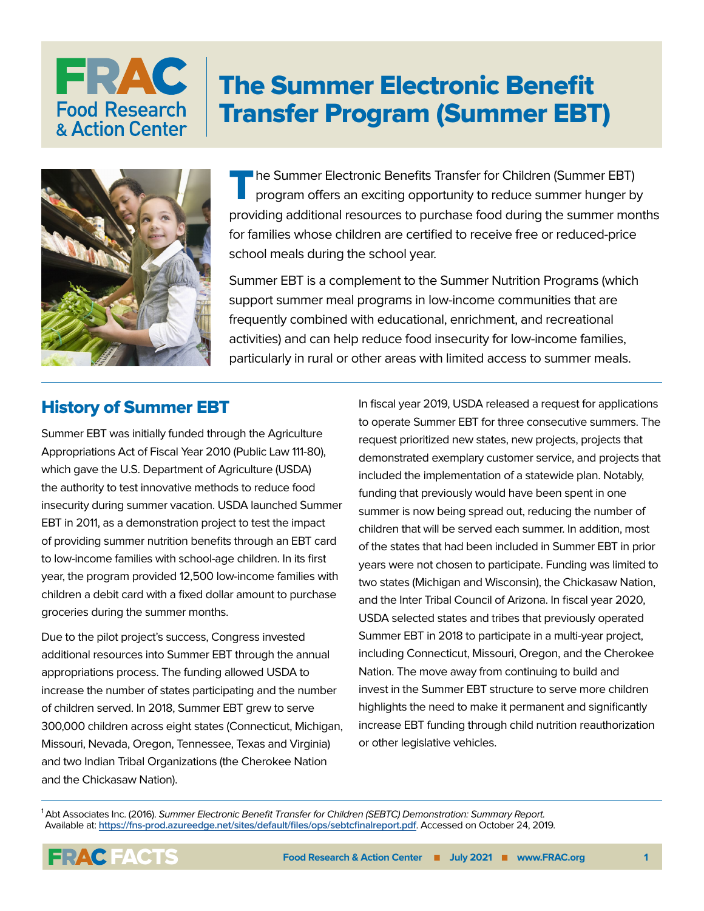# The Summer Electronic Benefit Transfer Program (Summer EBT)

The Summer Electronic Benefits Transfer for Children (Summer EBT) program offers an exciting opportunity to reduce summer hunger by providing additional resources to purchase food during the summer months for families whose children are certified to receive free or reduced-price school meals during the school year.

Summer EBT is a complement to the Summer Nutrition Programs (which support summer meal programs in low-income communities that are frequently combined with educational, enrichment, and recreational activities) and can help reduce food insecurity for low-income families, particularly in rural or other areas with limited access to summer meals.

## History of Summer EBT

Summer EBT was initially funded through the Agriculture Appropriations Act of Fiscal Year 2010 (Public Law 111-80), which gave the U.S. Department of Agriculture (USDA) the authority to test innovative methods to reduce food insecurity during summer vacation. USDA launched Summer EBT in 2011, as a demonstration project to test the impact of providing summer nutrition benefits through an EBT card to low-income families with school-age children. In its first year, the program provided 12,500 low-income families with children a debit card with a fixed dollar amount to purchase groceries during the summer months.

Due to the pilot project's success, Congress invested additional resources into Summer EBT through the annual appropriations process. The funding allowed USDA to increase the number of states participating and the number of children served. In 2018, Summer EBT grew to serve 300,000 children across eight states (Connecticut, Michigan, Missouri, Nevada, Oregon, Tennessee, Texas and Virginia) and two Indian Tribal Organizations (the Cherokee Nation and the Chickasaw Nation).

In fiscal year 2019, USDA released a request for applications to operate Summer EBT for three consecutive summers. The request prioritized new states, new projects, projects that demonstrated exemplary customer service, and projects that included the implementation of a statewide plan. Notably, funding that previously would have been spent in one summer is now being spread out, reducing the number of children that will be served each summer. In addition, most of the states that had been included in Summer EBT in prior years were not chosen to participate. Funding was limited to two states (Michigan and Wisconsin), the Chickasaw Nation, and the Inter Tribal Council of Arizona. In fiscal year 2020, USDA selected states and tribes that previously operated Summer EBT in 2018 to participate in a multi-year project, including Connecticut, Missouri, Oregon, and the Cherokee Nation. The move away from continuing to build and invest in the Summer EBT structure to serve more children highlights the need to make it permanent and significantly increase EBT funding through child nutrition reauthorization or other legislative vehicles.

[1] Abt Associates Inc. (2016). *Summer Electronic Benefit Transfer for Children (SEBTC) Demonstration: Summary Report.* Available at: https://fns-prod.azureedge.net/sites/default/files/ops/sebtcfinalreport.pdf. Accessed on October 24, 2019.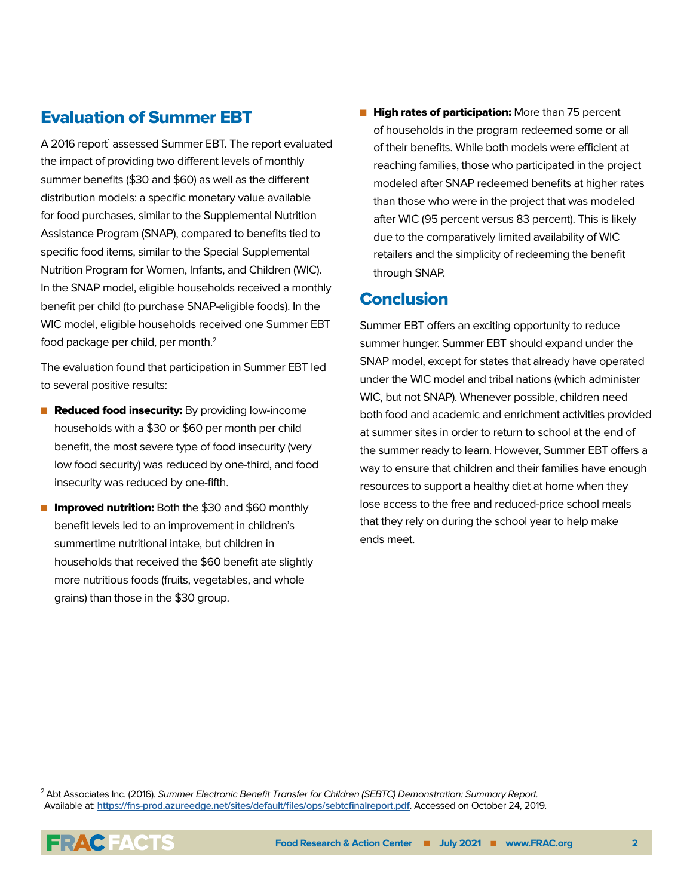## Evaluation of Summer EBT

A 2016 report[1] assessed Summer EBT. The report evaluated the impact of providing two different levels of monthly summer benefits ($30 and $60) as well as the different distribution models: a specific monetary value available for food purchases, similar to the Supplemental Nutrition Assistance Program (SNAP), compared to benefits tied to specific food items, similar to the Special Supplemental Nutrition Program for Women, Infants, and Children (WIC). In the SNAP model, eligible households received a monthly benefit per child (to purchase SNAP-eligible foods). In the WIC model, eligible households received one Summer EBT food package per child, per month.[2]

The evaluation found that participation in Summer EBT led to several positive results:

- **Reduced food insecurity:** By providing low-income households with a $30 or $60 per month per child benefit, the most severe type of food insecurity (very low food security) was reduced by one-third, and food insecurity was reduced by one-fifth.
- **Improved nutrition:** Both the $30 and $60 monthly benefit levels led to an improvement in children's summertime nutritional intake, but children in households that received the $60 benefit ate slightly more nutritious foods (fruits, vegetables, and whole grains) than those in the $30 group.
- **High rates of participation:** More than 75 percent of households in the program redeemed some or all of their benefits. While both models were efficient at reaching families, those who participated in the project modeled after SNAP redeemed benefits at higher rates than those who were in the project that was modeled after WIC (95 percent versus 83 percent). This is likely due to the comparatively limited availability of WIC retailers and the simplicity of redeeming the benefit through SNAP.

## Conclusion

Summer EBT offers an exciting opportunity to reduce summer hunger. Summer EBT should expand under the SNAP model, except for states that already have operated under the WIC model and tribal nations (which administer WIC, but not SNAP). Whenever possible, children need both food and academic and enrichment activities provided at summer sites in order to return to school at the end of the summer ready to learn. However, Summer EBT offers a way to ensure that children and their families have enough resources to support a healthy diet at home when they lose access to the free and reduced-price school meals that they rely on during the school year to help make ends meet.

[2] Abt Associates Inc. (2016). *Summer Electronic Benefit Transfer for Children (SEBTC) Demonstration: Summary Report.* Available at: https://fns-prod.azureedge.net/sites/default/files/ops/sebtcfinalreport.pdf. Accessed on October 24, 2019.